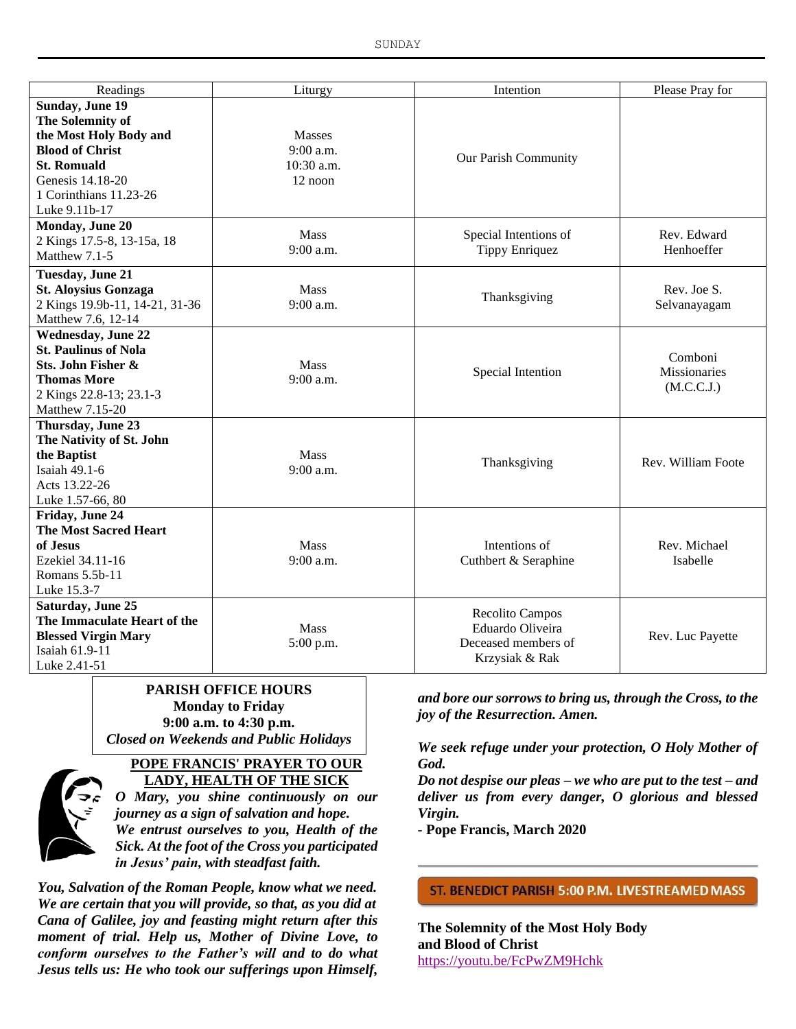| Readings | Liturgy | Intention | Please Pray for |
|---|---|---|---|
| **Sunday, June 19**<br>**The Solemnity of the Most Holy Body and Blood of Christ**<br>**St. Romuald**<br>Genesis 14.18-20<br>1 Corinthians 11.23-26<br>Luke 9.11b-17 | Masses<br>9:00 a.m.<br>10:30 a.m.<br>12 noon | Our Parish Community | |
| **Monday, June 20**<br>2 Kings 17.5-8, 13-15a, 18<br>Matthew 7.1-5 | Mass<br>9:00 a.m. | Special Intentions of Tippy Enriquez | Rev. Edward Henhoeffer |
| **Tuesday, June 21**<br>**St. Aloysius Gonzaga**<br>2 Kings 19.9b-11, 14-21, 31-36<br>Matthew 7.6, 12-14 | Mass<br>9:00 a.m. | Thanksgiving | Rev. Joe S. Selvanayagam |
| **Wednesday, June 22**<br>**St. Paulinus of Nola**<br>**Sts. John Fisher & Thomas More**<br>2 Kings 22.8-13; 23.1-3<br>Matthew 7.15-20 | Mass<br>9:00 a.m. | Special Intention | Comboni Missionaries (M.C.C.J.) |
| **Thursday, June 23**<br>**The Nativity of St. John the Baptist**<br>Isaiah 49.1-6<br>Acts 13.22-26<br>Luke 1.57-66, 80 | Mass<br>9:00 a.m. | Thanksgiving | Rev. William Foote |
| **Friday, June 24**<br>**The Most Sacred Heart of Jesus**<br>Ezekiel 34.11-16<br>Romans 5.5b-11<br>Luke 15.3-7 | Mass<br>9:00 a.m. | Intentions of Cuthbert & Seraphine | Rev. Michael Isabelle |
| **Saturday, June 25**<br>**The Immaculate Heart of the Blessed Virgin Mary**<br>Isaiah 61.9-11<br>Luke 2.41-51 | Mass<br>5:00 p.m. | Recolito Campos<br>Eduardo Oliveira<br>Deceased members of Krzysiak & Rak | Rev. Luc Payette |

**PARISH OFFICE HOURS**
**Monday to Friday**
**9:00 a.m. to 4:30 p.m.**
***Closed on Weekends and Public Holidays***

## POPE FRANCIS' PRAYER TO OUR LADY, HEALTH OF THE SICK

***O Mary, you shine continuously on our journey as a sign of salvation and hope.***
***We entrust ourselves to you, Health of the Sick. At the foot of the Cross you participated in Jesus' pain, with steadfast faith.***

***You, Salvation of the Roman People, know what we need. We are certain that you will provide, so that, as you did at Cana of Galilee, joy and feasting might return after this moment of trial. Help us, Mother of Divine Love, to conform ourselves to the Father's will and to do what Jesus tells us: He who took our sufferings upon Himself, and bore our sorrows to bring us, through the Cross, to the joy of the Resurrection. Amen.***

***We seek refuge under your protection, O Holy Mother of God.***
***Do not despise our pleas – we who are put to the test – and deliver us from every danger, O glorious and blessed Virgin.***
**- Pope Francis, March 2020**

## ST. BENEDICT PARISH 5:00 P.M. LIVESTREAMED MASS

**The Solemnity of the Most Holy Body and Blood of Christ**
https://youtu.be/FcPwZM9Hchk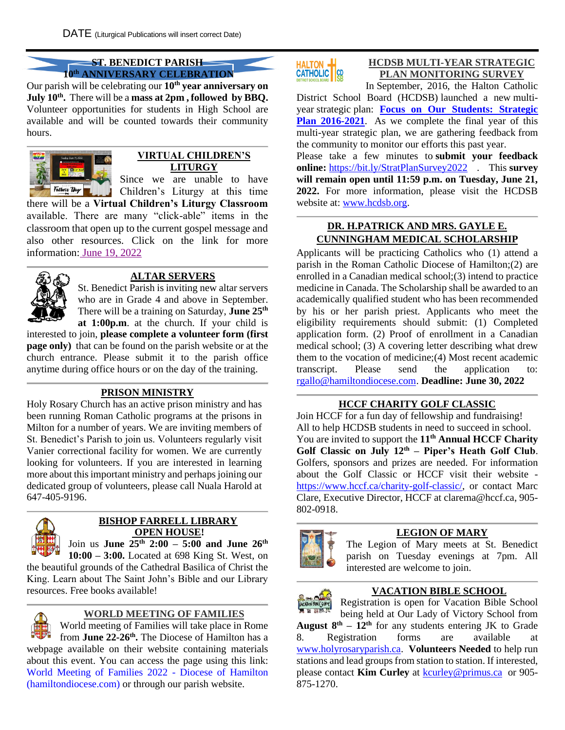DATE (Liturgical Publications will insert correct Date)

## ST. BENEDICT PARISH 10th ANNIVERSARY CELEBRATION

Our parish will be celebrating our **10th year anniversary on July 10th.** There will be a **mass at 2pm , followed by BBQ.** Volunteer opportunities for students in High School are available and will be counted towards their community hours.

## VIRTUAL CHILDREN'S LITURGY

Since we are unable to have Children's Liturgy at this time there will be a **Virtual Children's Liturgy Classroom** available. There are many "click-able" items in the classroom that open up to the current gospel message and also other resources. Click on the link for more information: June 19, 2022

## ALTAR SERVERS

St. Benedict Parish is inviting new altar servers who are in Grade 4 and above in September. There will be a training on Saturday, **June 25th at 1:00p.m**. at the church. If your child is interested to join, **please complete a volunteer form (first page only)** that can be found on the parish website or at the church entrance. Please submit it to the parish office anytime during office hours or on the day of the training.

## PRISON MINISTRY

Holy Rosary Church has an active prison ministry and has been running Roman Catholic programs at the prisons in Milton for a number of years. We are inviting members of St. Benedict's Parish to join us. Volunteers regularly visit Vanier correctional facility for women. We are currently looking for volunteers. If you are interested in learning more about this important ministry and perhaps joining our dedicated group of volunteers, please call Nuala Harold at 647-405-9196.

## BISHOP FARRELL LIBRARY OPEN HOUSE!

Join us **June 25th 2:00 – 5:00 and June 26th 10:00 – 3:00.** Located at 698 King St. West, on the beautiful grounds of the Cathedral Basilica of Christ the King. Learn about The Saint John's Bible and our Library resources. Free books available!

## WORLD MEETING OF FAMILIES

World meeting of Families will take place in Rome from **June 22-26th.** The Diocese of Hamilton has a webpage available on their website containing materials about this event. You can access the page using this link: World Meeting of Families 2022 - Diocese of Hamilton (hamiltondiocese.com) or through our parish website.

## HCDSB MULTI-YEAR STRATEGIC PLAN MONITORING SURVEY

In September, 2016, the Halton Catholic District School Board (HCDSB) launched a new multi-year strategic plan: **Focus on Our Students: Strategic Plan 2016-2021**. As we complete the final year of this multi-year strategic plan, we are gathering feedback from the community to monitor our efforts this past year.

Please take a few minutes to **submit your feedback online:** https://bit.ly/StratPlanSurvey2022 . This **survey will remain open until 11:59 p.m. on Tuesday, June 21, 2022.** For more information, please visit the HCDSB website at: www.hcdsb.org.

## DR. H.PATRICK AND MRS. GAYLE E. CUNNINGHAM MEDICAL SCHOLARSHIP

Applicants will be practicing Catholics who (1) attend a parish in the Roman Catholic Diocese of Hamilton;(2) are enrolled in a Canadian medical school;(3) intend to practice medicine in Canada. The Scholarship shall be awarded to an academically qualified student who has been recommended by his or her parish priest. Applicants who meet the eligibility requirements should submit: (1) Completed application form. (2) Proof of enrollment in a Canadian medical school; (3) A covering letter describing what drew them to the vocation of medicine;(4) Most recent academic transcript. Please send the application to: rgallo@hamiltondiocese.com. **Deadline: June 30, 2022**

## HCCF CHARITY GOLF CLASSIC

Join HCCF for a fun day of fellowship and fundraising! All to help HCDSB students in need to succeed in school. You are invited to support the **11th Annual HCCF Charity Golf Classic on July 12th – Piper's Heath Golf Club**. Golfers, sponsors and prizes are needed. For information about the Golf Classic or HCCF visit their website - https://www.hccf.ca/charity-golf-classic/, or contact Marc Clare, Executive Director, HCCF at clarema@hccf.ca, 905-802-0918.

## LEGION OF MARY

The Legion of Mary meets at St. Benedict parish on Tuesday evenings at 7pm. All interested are welcome to join.

## VACATION BIBLE SCHOOL

Registration is open for Vacation Bible School being held at Our Lady of Victory School from **August 8th – 12th** for any students entering JK to Grade 8. Registration forms are available at www.holyrosaryparish.ca. **Volunteers Needed** to help run stations and lead groups from station to station. If interested, please contact **Kim Curley** at kcurley@primus.ca or 905-875-1270.